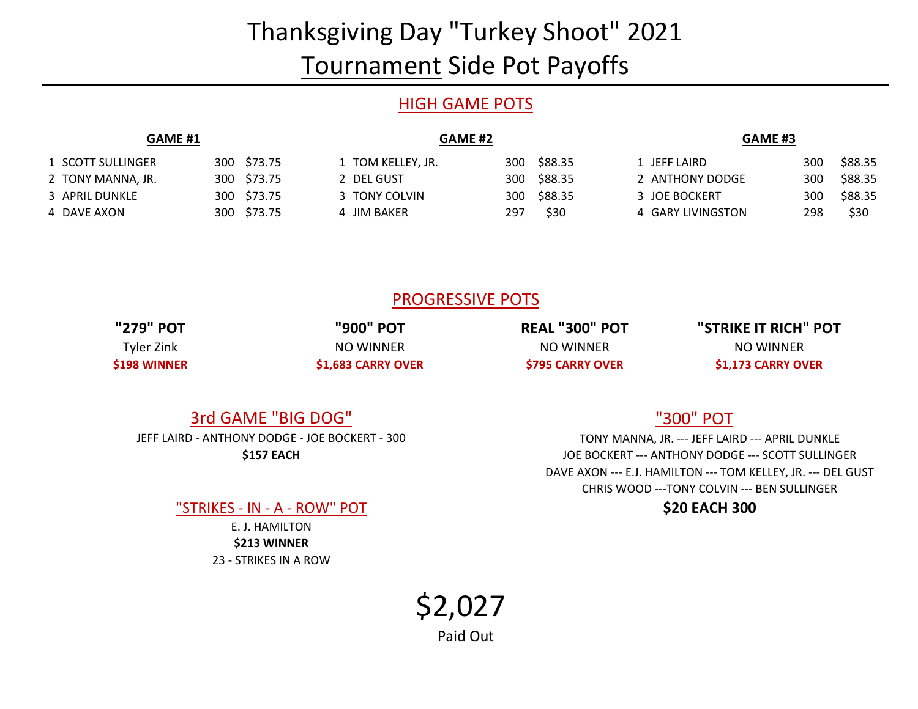# Thanksgiving Day "Turkey Shoot" 2021

# Tournament Side Pot Payoffs

## HIGH GAME POTS

### GAME #1

| # | Name | Score | Payout |
|---|---|---|---|
| 1 | SCOTT SULLINGER | 300 | $73.75 |
| 2 | TONY MANNA, JR. | 300 | $73.75 |
| 3 | APRIL DUNKLE | 300 | $73.75 |
| 4 | DAVE AXON | 300 | $73.75 |

### GAME #2

| # | Name | Score | Payout |
|---|---|---|---|
| 1 | TOM KELLEY, JR. | 300 | $88.35 |
| 2 | DEL GUST | 300 | $88.35 |
| 3 | TONY COLVIN | 300 | $88.35 |
| 4 | JIM BAKER | 297 | $30 |

### GAME #3

| # | Name | Score | Payout |
|---|---|---|---|
| 1 | JEFF LAIRD | 300 | $88.35 |
| 2 | ANTHONY DODGE | 300 | $88.35 |
| 3 | JOE BOCKERT | 300 | $88.35 |
| 4 | GARY LIVINGSTON | 298 | $30 |

## PROGRESSIVE POTS

**"279" POT**
Tyler Zink
**$198 WINNER**

**"900" POT**
NO WINNER
**$1,683 CARRY OVER**

**REAL "300" POT**
NO WINNER
**$795 CARRY OVER**

**"STRIKE IT RICH" POT**
NO WINNER
**$1,173 CARRY OVER**

## 3rd GAME "BIG DOG"

JEFF LAIRD - ANTHONY DODGE - JOE BOCKERT - 300

**$157 EACH**

## "STRIKES - IN - A - ROW" POT

E. J. HAMILTON

**$213 WINNER**

23 - STRIKES IN A ROW

## "300" POT

TONY MANNA, JR. --- JEFF LAIRD --- APRIL DUNKLE
JOE BOCKERT --- ANTHONY DODGE --- SCOTT SULLINGER
DAVE AXON --- E.J. HAMILTON --- TOM KELLEY, JR. --- DEL GUST
CHRIS WOOD ---TONY COLVIN --- BEN SULLINGER

**$20 EACH 300**

# $2,027

Paid Out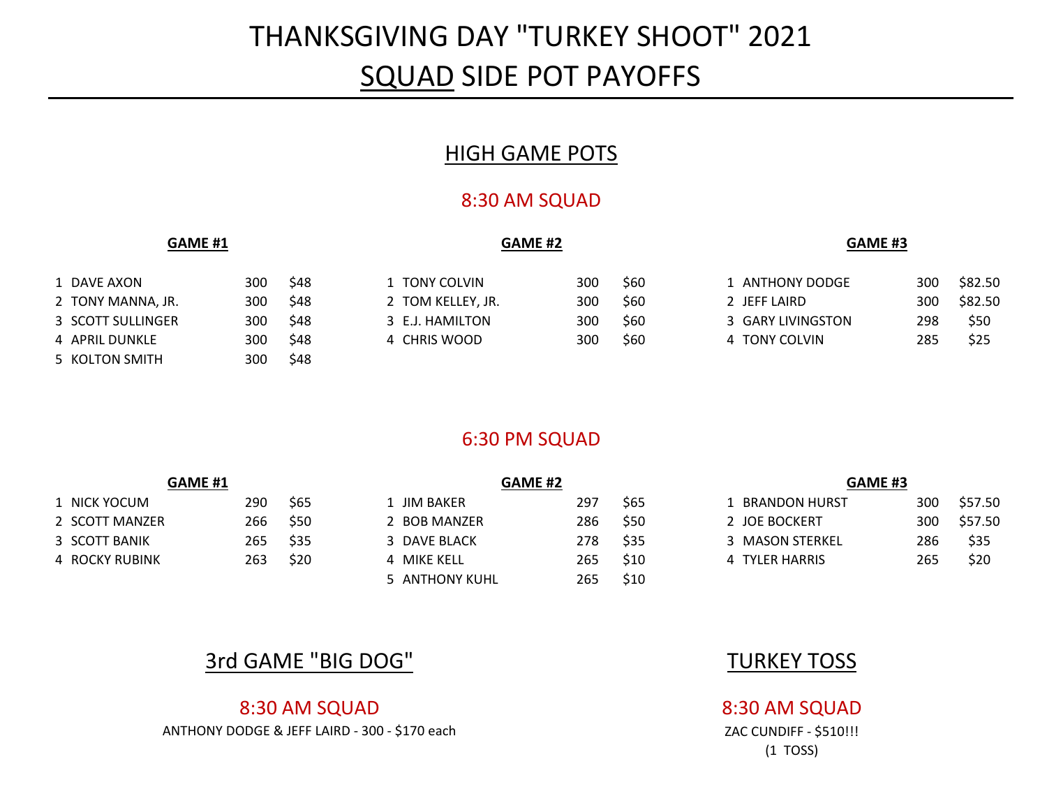# THANKSGIVING DAY "TURKEY SHOOT" 2021

# SQUAD SIDE POT PAYOFFS

## HIGH GAME POTS

### 8:30 AM SQUAD

**GAME #1**

| | Name | Score | Payout |
|---|---|---|---|
| 1 | DAVE AXON | 300 | $48 |
| 2 | TONY MANNA, JR. | 300 | $48 |
| 3 | SCOTT SULLINGER | 300 | $48 |
| 4 | APRIL DUNKLE | 300 | $48 |
| 5 | KOLTON SMITH | 300 | $48 |

**GAME #2**

| | Name | Score | Payout |
|---|---|---|---|
| 1 | TONY COLVIN | 300 | $60 |
| 2 | TOM KELLEY, JR. | 300 | $60 |
| 3 | E.J. HAMILTON | 300 | $60 |
| 4 | CHRIS WOOD | 300 | $60 |

**GAME #3**

| | Name | Score | Payout |
|---|---|---|---|
| 1 | ANTHONY DODGE | 300 | $82.50 |
| 2 | JEFF LAIRD | 300 | $82.50 |
| 3 | GARY LIVINGSTON | 298 | $50 |
| 4 | TONY COLVIN | 285 | $25 |

### 6:30 PM SQUAD

**GAME #1**

| | Name | Score | Payout |
|---|---|---|---|
| 1 | NICK YOCUM | 290 | $65 |
| 2 | SCOTT MANZER | 266 | $50 |
| 3 | SCOTT BANIK | 265 | $35 |
| 4 | ROCKY RUBINK | 263 | $20 |

**GAME #2**

| | Name | Score | Payout |
|---|---|---|---|
| 1 | JIM BAKER | 297 | $65 |
| 2 | BOB MANZER | 286 | $50 |
| 3 | DAVE BLACK | 278 | $35 |
| 4 | MIKE KELL | 265 | $10 |
| 5 | ANTHONY KUHL | 265 | $10 |

**GAME #3**

| | Name | Score | Payout |
|---|---|---|---|
| 1 | BRANDON HURST | 300 | $57.50 |
| 2 | JOE BOCKERT | 300 | $57.50 |
| 3 | MASON STERKEL | 286 | $35 |
| 4 | TYLER HARRIS | 265 | $20 |

## 3rd GAME "BIG DOG"

### 8:30 AM SQUAD

ANTHONY DODGE & JEFF LAIRD - 300 - $170 each

## TURKEY TOSS

### 8:30 AM SQUAD

ZAC CUNDIFF - $510!!!

(1 TOSS)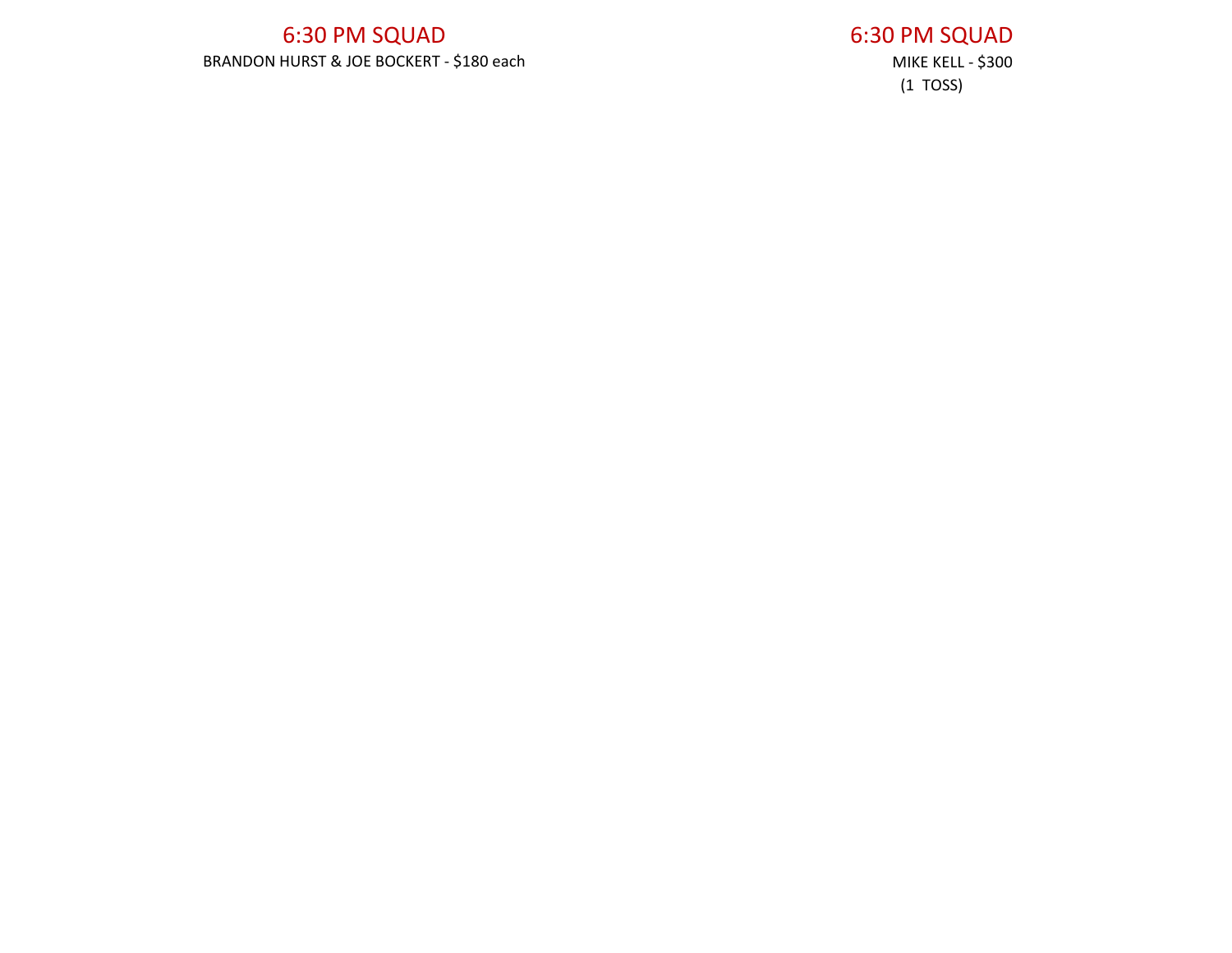## 6:30 PM SQUAD

BRANDON HURST & JOE BOCKERT - $180 each

## 6:30 PM SQUAD

MIKE KELL - $300

(1 TOSS)